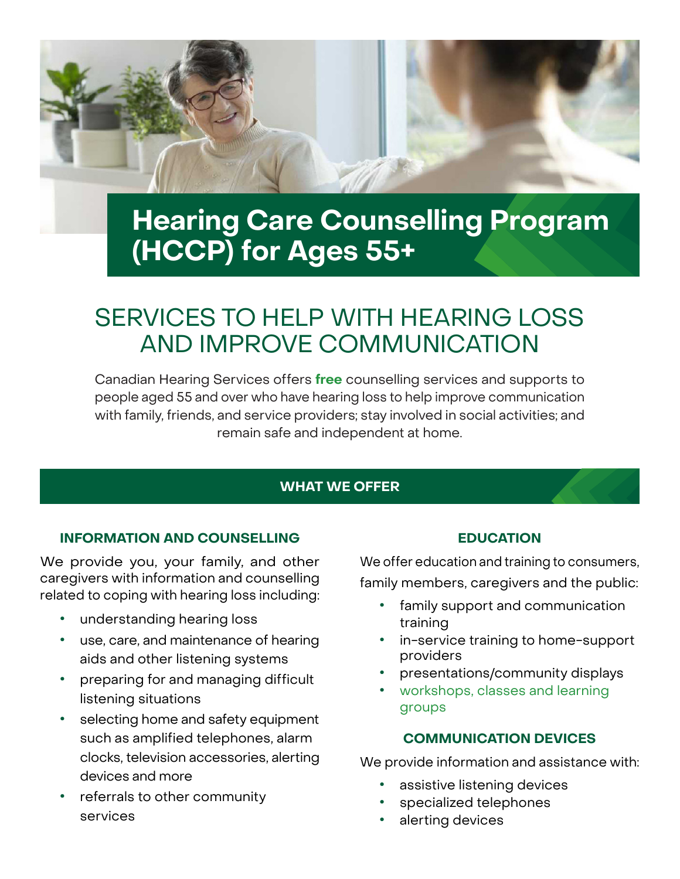# Hearing Care Counselling Program (HCCP) for Ages 55+

## SERVICES TO HELP WITH HEARING LOSS AND IMPROVE COMMUNICATION

Canadian Hearing Services offers **free** counselling services and supports to people aged 55 and over who have hearing loss to help improve communication with family, friends, and service providers; stay involved in social activities; and remain safe and independent at home.

## WHAT WE OFFER

### INFORMATION AND COUNSELLING

We provide you, your family, and other caregivers with information and counselling related to coping with hearing loss including:

- understanding hearing loss
- use, care, and maintenance of hearing aids and other listening systems
- preparing for and managing difficult listening situations
- selecting home and safety equipment such as amplified telephones, alarm clocks, television accessories, alerting devices and more
- referrals to other community services

### EDUCATION

We offer education and training to consumers, family members, caregivers and the public:

- family support and communication training
- in-service training to home-support providers
- presentations/community displays
- workshops, classes and learning groups

### COMMUNICATION DEVICES

We provide information and assistance with:

- assistive listening devices
- specialized telephones
- alerting devices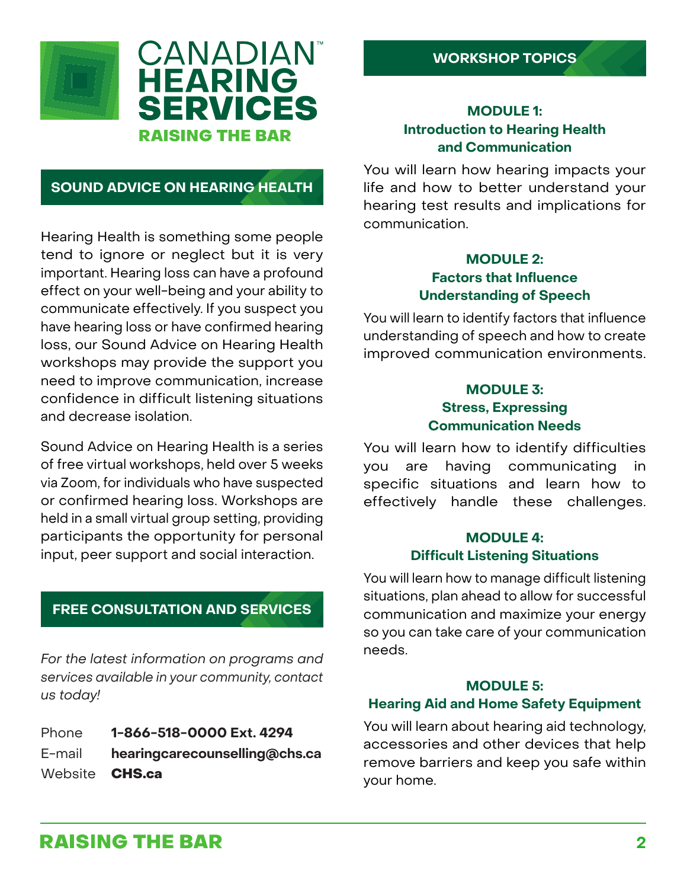# CANADIAN™ HEARING SERVICES

**RAISING THE BAR**

## SOUND ADVICE ON HEARING HEALTH

Hearing Health is something some people tend to ignore or neglect but it is very important. Hearing loss can have a profound effect on your well-being and your ability to communicate effectively. If you suspect you have hearing loss or have confirmed hearing loss, our Sound Advice on Hearing Health workshops may provide the support you need to improve communication, increase confidence in difficult listening situations and decrease isolation.

Sound Advice on Hearing Health is a series of free virtual workshops, held over 5 weeks via Zoom, for individuals who have suspected or confirmed hearing loss. Workshops are held in a small virtual group setting, providing participants the opportunity for personal input, peer support and social interaction.

## FREE CONSULTATION AND SERVICES

*For the latest information on programs and services available in your community, contact us today!*

Phone **1-866-518-0000 Ext. 4294**
E-mail **hearingcarecounselling@chs.ca**
Website **CHS.ca**

## WORKSHOP TOPICS

### MODULE 1: Introduction to Hearing Health and Communication

You will learn how hearing impacts your life and how to better understand your hearing test results and implications for communication.

### MODULE 2: Factors that Influence Understanding of Speech

You will learn to identify factors that influence understanding of speech and how to create improved communication environments.

### MODULE 3: Stress, Expressing Communication Needs

You will learn how to identify difficulties you are having communicating in specific situations and learn how to effectively handle these challenges.

### MODULE 4: Difficult Listening Situations

You will learn how to manage difficult listening situations, plan ahead to allow for successful communication and maximize your energy so you can take care of your communication needs.

### MODULE 5: Hearing Aid and Home Safety Equipment

You will learn about hearing aid technology, accessories and other devices that help remove barriers and keep you safe within your home.